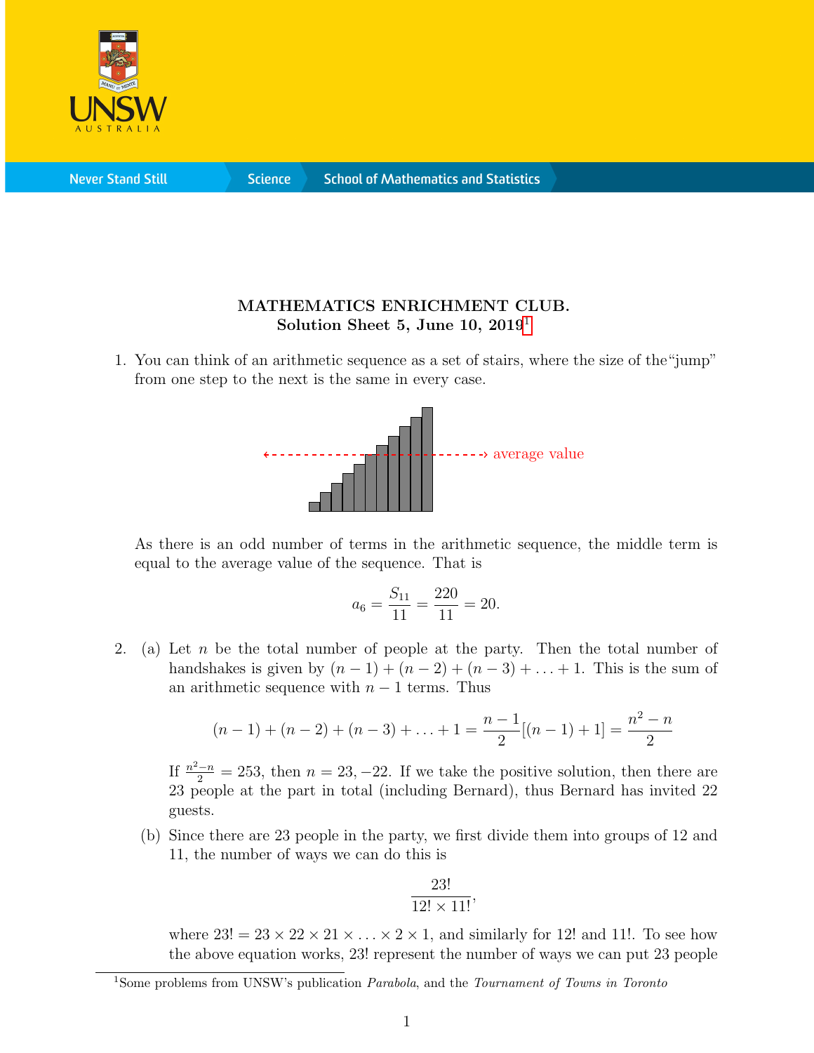**MATHEMATICS ENRICHMENT CLUB.**
**Solution Sheet 5, June 10, 2019**[1]

1. You can think of an arithmetic sequence as a set of stairs, where the size of the "jump" from one step to the next is the same in every case.

   average value

   As there is an odd number of terms in the arithmetic sequence, the middle term is equal to the average value of the sequence. That is

$$a_6 = \frac{S_{11}}{11} = \frac{220}{11} = 20.$$

2. (a) Let $n$ be the total number of people at the party. Then the total number of handshakes is given by $(n-1) + (n-2) + (n-3) + \ldots + 1$. This is the sum of an arithmetic sequence with $n-1$ terms. Thus

$$(n-1) + (n-2) + (n-3) + \ldots + 1 = \frac{n-1}{2}[(n-1)+1] = \frac{n^2-n}{2}$$

   If $\frac{n^2-n}{2} = 253$, then $n = 23, -22$. If we take the positive solution, then there are 23 people at the part in total (including Bernard), thus Bernard has invited 22 guests.

   (b) Since there are 23 people in the party, we first divide them into groups of 12 and 11, the number of ways we can do this is

$$\frac{23!}{12! \times 11!},$$

   where $23! = 23 \times 22 \times 21 \times \ldots \times 2 \times 1$, and similarly for $12!$ and $11!$. To see how the above equation works, $23!$ represent the number of ways we can put 23 people

[1] Some problems from UNSW's publication *Parabola*, and the *Tournament of Towns in Toronto*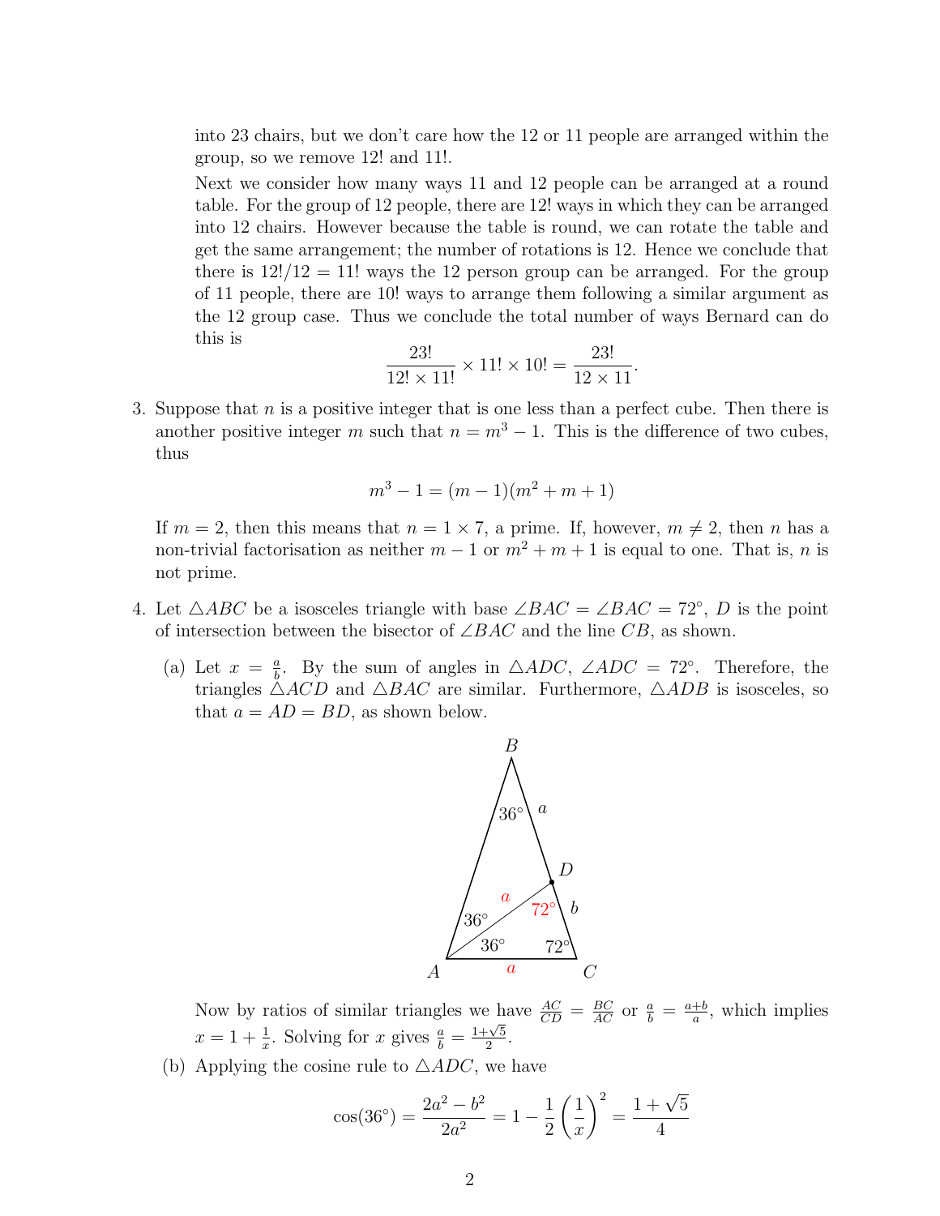into 23 chairs, but we don't care how the 12 or 11 people are arranged within the group, so we remove 12! and 11!.

Next we consider how many ways 11 and 12 people can be arranged at a round table. For the group of 12 people, there are 12! ways in which they can be arranged into 12 chairs. However because the table is round, we can rotate the table and get the same arrangement; the number of rotations is 12. Hence we conclude that there is $12!/12 = 11!$ ways the 12 person group can be arranged. For the group of 11 people, there are 10! ways to arrange them following a similar argument as the 12 group case. Thus we conclude the total number of ways Bernard can do this is

$$\frac{23!}{12! \times 11!} \times 11! \times 10! = \frac{23!}{12 \times 11}.$$

3. Suppose that $n$ is a positive integer that is one less than a perfect cube. Then there is another positive integer $m$ such that $n = m^3 - 1$. This is the difference of two cubes, thus

$$m^3 - 1 = (m-1)(m^2 + m + 1)$$

If $m = 2$, then this means that $n = 1 \times 7$, a prime. If, however, $m \neq 2$, then $n$ has a non-trivial factorisation as neither $m - 1$ or $m^2 + m + 1$ is equal to one. That is, $n$ is not prime.

4. Let $\triangle ABC$ be a isosceles triangle with base $\angle BAC = \angle BAC = 72°$, $D$ is the point of intersection between the bisector of $\angle BAC$ and the line $CB$, as shown.

   (a) Let $x = \frac{a}{b}$. By the sum of angles in $\triangle ADC$, $\angle ADC = 72°$. Therefore, the triangles $\triangle ACD$ and $\triangle BAC$ are similar. Furthermore, $\triangle ADB$ is isosceles, so that $a = AD = BD$, as shown below.

   Now by ratios of similar triangles we have $\frac{AC}{CD} = \frac{BC}{AC}$ or $\frac{a}{b} = \frac{a+b}{a}$, which implies $x = 1 + \frac{1}{x}$. Solving for $x$ gives $\frac{a}{b} = \frac{1+\sqrt{5}}{2}$.

   (b) Applying the cosine rule to $\triangle ADC$, we have

$$\cos(36°) = \frac{2a^2 - b^2}{2a^2} = 1 - \frac{1}{2}\left(\frac{1}{x}\right)^2 = \frac{1+\sqrt{5}}{4}$$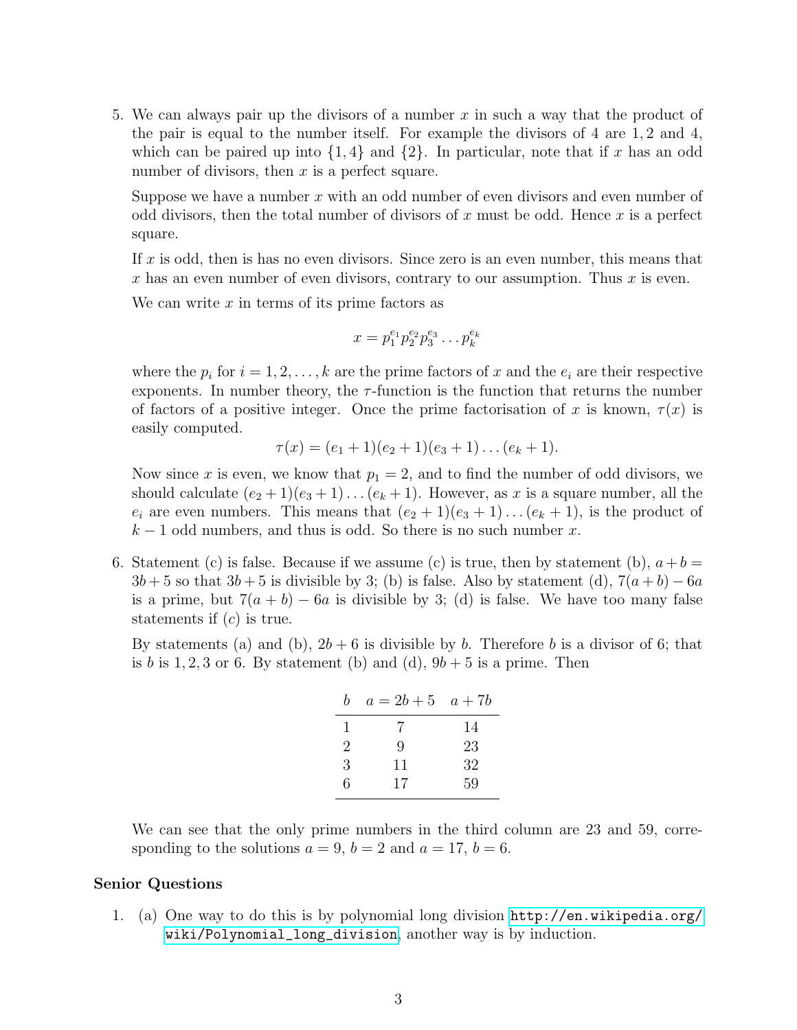5. We can always pair up the divisors of a number $x$ in such a way that the product of the pair is equal to the number itself. For example the divisors of 4 are $1, 2$ and 4, which can be paired up into $\{1, 4\}$ and $\{2\}$. In particular, note that if $x$ has an odd number of divisors, then $x$ is a perfect square.

   Suppose we have a number $x$ with an odd number of even divisors and even number of odd divisors, then the total number of divisors of $x$ must be odd. Hence $x$ is a perfect square.

   If $x$ is odd, then is has no even divisors. Since zero is an even number, this means that $x$ has an even number of even divisors, contrary to our assumption. Thus $x$ is even.

   We can write $x$ in terms of its prime factors as

   $$x = p_1^{e_1} p_2^{e_2} p_3^{e_3} \dots p_k^{e_k}$$

   where the $p_i$ for $i = 1, 2, \dots, k$ are the prime factors of $x$ and the $e_i$ are their respective exponents. In number theory, the $\tau$-function is the function that returns the number of factors of a positive integer. Once the prime factorisation of $x$ is known, $\tau(x)$ is easily computed.

   $$\tau(x) = (e_1 + 1)(e_2 + 1)(e_3 + 1) \dots (e_k + 1).$$

   Now since $x$ is even, we know that $p_1 = 2$, and to find the number of odd divisors, we should calculate $(e_2 + 1)(e_3 + 1) \dots (e_k + 1)$. However, as $x$ is a square number, all the $e_i$ are even numbers. This means that $(e_2 + 1)(e_3 + 1) \dots (e_k + 1)$, is the product of $k - 1$ odd numbers, and thus is odd. So there is no such number $x$.

6. Statement (c) is false. Because if we assume (c) is true, then by statement (b), $a + b = 3b + 5$ so that $3b + 5$ is divisible by 3; (b) is false. Also by statement (d), $7(a + b) - 6a$ is a prime, but $7(a + b) - 6a$ is divisible by 3; (d) is false. We have too many false statements if (c) is true.

   By statements (a) and (b), $2b + 6$ is divisible by $b$. Therefore $b$ is a divisor of 6; that is $b$ is $1, 2, 3$ or 6. By statement (b) and (d), $9b + 5$ is a prime. Then

   | $b$ | $a = 2b + 5$ | $a + 7b$ |
   |---|---|---|
   | 1 | 7 | 14 |
   | 2 | 9 | 23 |
   | 3 | 11 | 32 |
   | 6 | 17 | 59 |

   We can see that the only prime numbers in the third column are 23 and 59, corresponding to the solutions $a = 9$, $b = 2$ and $a = 17$, $b = 6$.

**Senior Questions**

1. (a) One way to do this is by polynomial long division http://en.wikipedia.org/wiki/Polynomial_long_division, another way is by induction.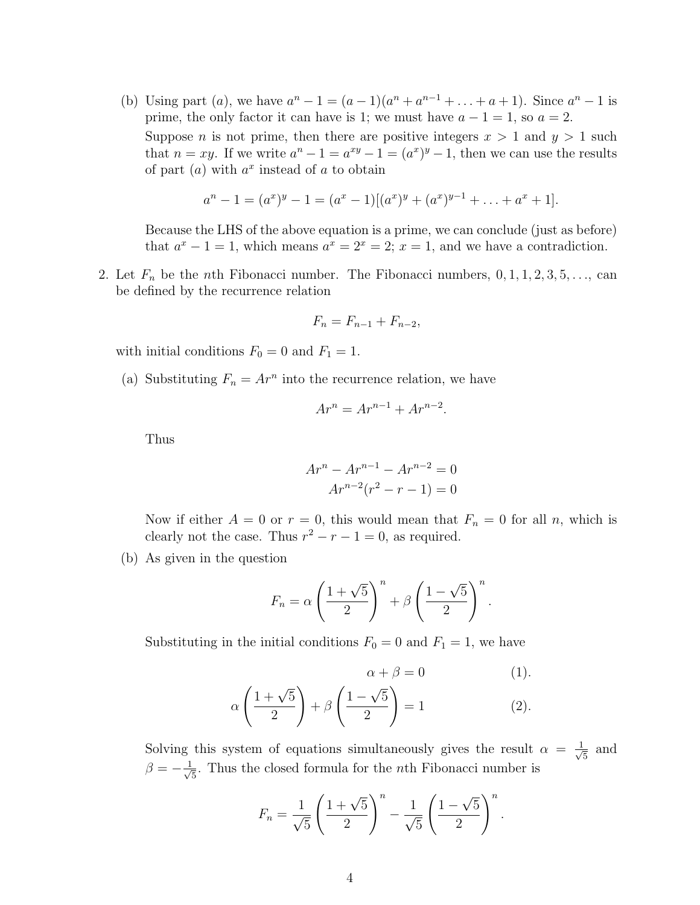(b) Using part $(a)$, we have $a^n - 1 = (a-1)(a^n + a^{n-1} + \ldots + a + 1)$. Since $a^n - 1$ is prime, the only factor it can have is 1; we must have $a - 1 = 1$, so $a = 2$.

Suppose $n$ is not prime, then there are positive integers $x > 1$ and $y > 1$ such that $n = xy$. If we write $a^n - 1 = a^{xy} - 1 = (a^x)^y - 1$, then we can use the results of part $(a)$ with $a^x$ instead of $a$ to obtain

$$a^n - 1 = (a^x)^y - 1 = (a^x - 1)[(a^x)^y + (a^x)^{y-1} + \ldots + a^x + 1].$$

Because the LHS of the above equation is a prime, we can conclude (just as before) that $a^x - 1 = 1$, which means $a^x = 2^x = 2$; $x = 1$, and we have a contradiction.

2. Let $F_n$ be the $n$th Fibonacci number. The Fibonacci numbers, $0, 1, 1, 2, 3, 5, \ldots$, can be defined by the recurrence relation

$$F_n = F_{n-1} + F_{n-2},$$

with initial conditions $F_0 = 0$ and $F_1 = 1$.

(a) Substituting $F_n = Ar^n$ into the recurrence relation, we have

$$Ar^n = Ar^{n-1} + Ar^{n-2}.$$

Thus

$$Ar^n - Ar^{n-1} - Ar^{n-2} = 0$$
$$Ar^{n-2}(r^2 - r - 1) = 0$$

Now if either $A = 0$ or $r = 0$, this would mean that $F_n = 0$ for all $n$, which is clearly not the case. Thus $r^2 - r - 1 = 0$, as required.

(b) As given in the question

$$F_n = \alpha\left(\frac{1+\sqrt{5}}{2}\right)^n + \beta\left(\frac{1-\sqrt{5}}{2}\right)^n.$$

Substituting in the initial conditions $F_0 = 0$ and $F_1 = 1$, we have

$$\alpha + \beta = 0 \qquad (1).$$

$$\alpha\left(\frac{1+\sqrt{5}}{2}\right) + \beta\left(\frac{1-\sqrt{5}}{2}\right) = 1 \qquad (2).$$

Solving this system of equations simultaneously gives the result $\alpha = \frac{1}{\sqrt{5}}$ and $\beta = -\frac{1}{\sqrt{5}}$. Thus the closed formula for the $n$th Fibonacci number is

$$F_n = \frac{1}{\sqrt{5}}\left(\frac{1+\sqrt{5}}{2}\right)^n - \frac{1}{\sqrt{5}}\left(\frac{1-\sqrt{5}}{2}\right)^n.$$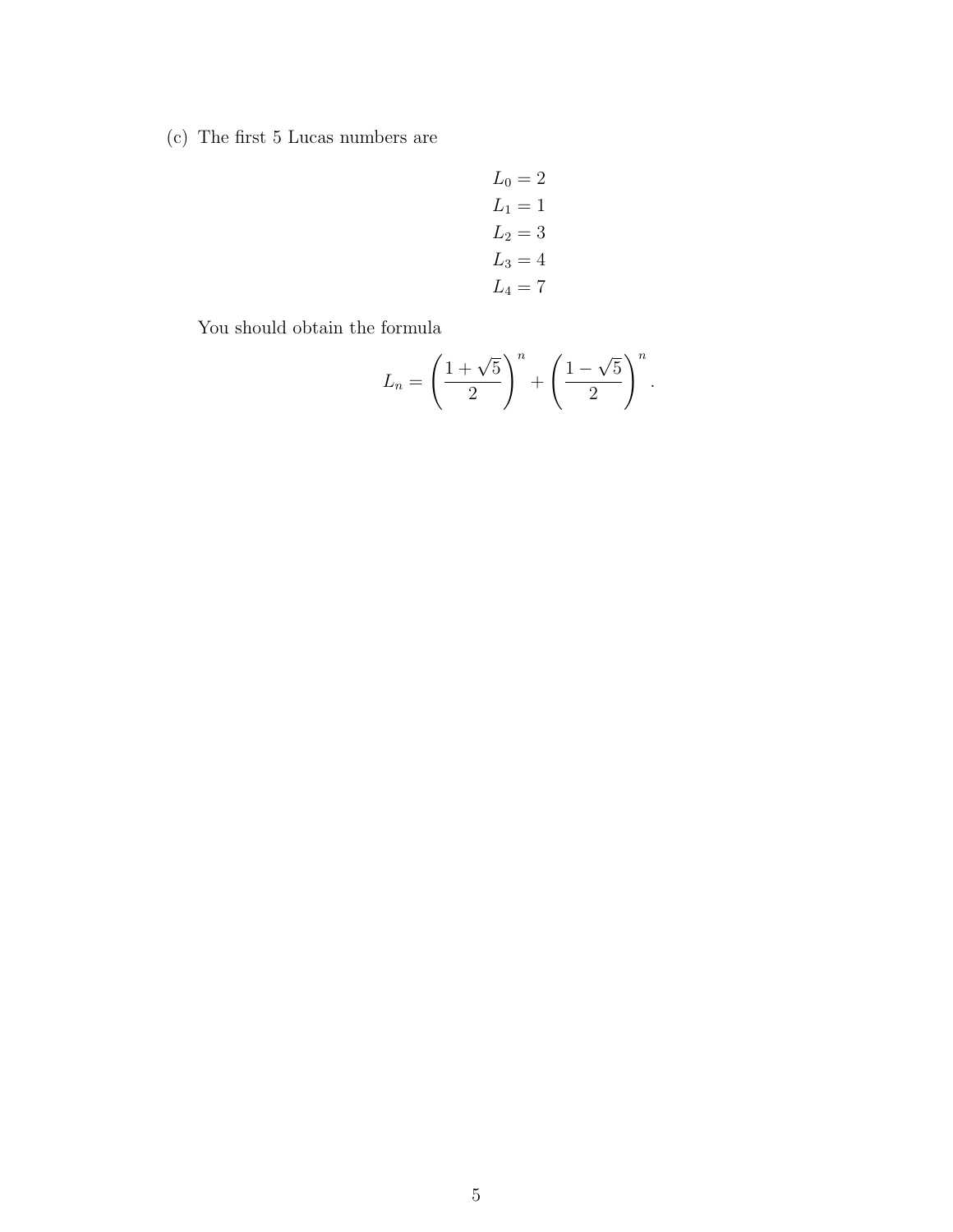(c) The first 5 Lucas numbers are

$$
\begin{aligned}
L_0 &= 2 \\
L_1 &= 1 \\
L_2 &= 3 \\
L_3 &= 4 \\
L_4 &= 7
\end{aligned}
$$

You should obtain the formula

$$
L_n = \left(\frac{1+\sqrt{5}}{2}\right)^n + \left(\frac{1-\sqrt{5}}{2}\right)^n .
$$